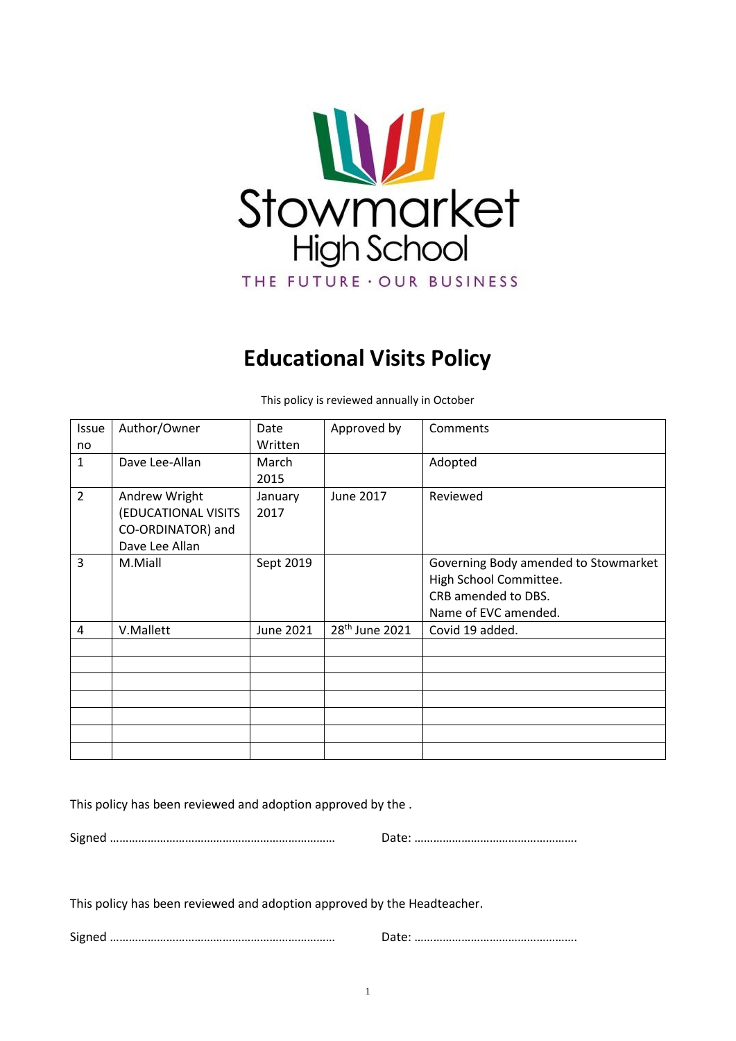Stowmarket High School

THE FUTURE · OUR BUSINESS

# Educational Visits Policy

This policy is reviewed annually in October

| Issue no | Author/Owner | Date Written | Approved by | Comments |
|---|---|---|---|---|
| 1 | Dave Lee-Allan | March 2015 | | Adopted |
| 2 | Andrew Wright (EDUCATIONAL VISITS CO-ORDINATOR) and Dave Lee Allan | January 2017 | June 2017 | Reviewed |
| 3 | M.Miall | Sept 2019 | | Governing Body amended to Stowmarket High School Committee. CRB amended to DBS. Name of EVC amended. |
| 4 | V.Mallett | June 2021 | 28th June 2021 | Covid 19 added. |
| | | | | |
| | | | | |
| | | | | |
| | | | | |
| | | | | |
| | | | | |
| | | | | |

This policy has been reviewed and adoption approved by the .

Signed ……………………………………………………………… Date: …………………………………………….

This policy has been reviewed and adoption approved by the Headteacher.

Signed ……………………………………………………………… Date: …………………………………………….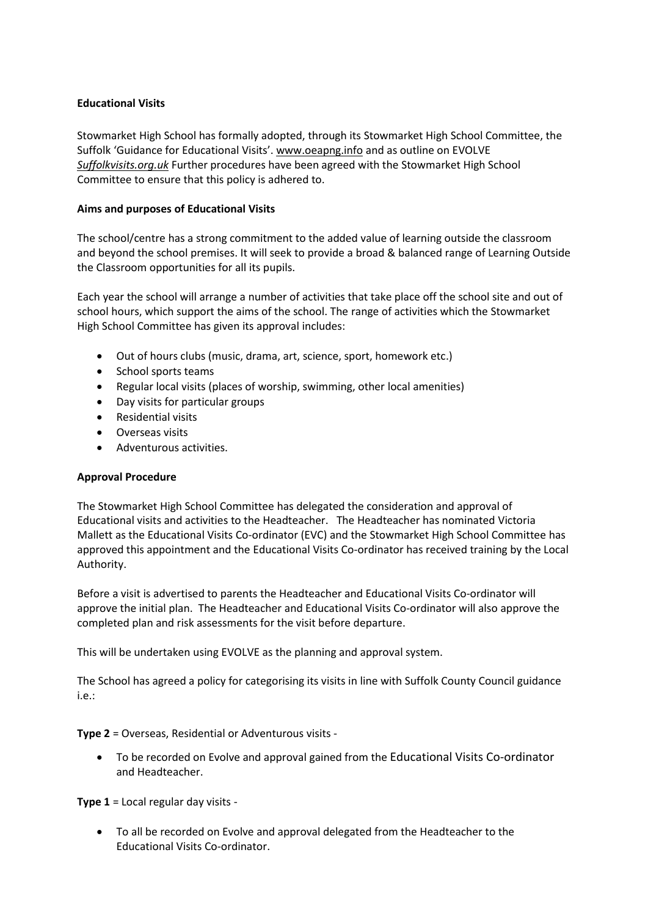**Educational Visits**

Stowmarket High School has formally adopted, through its Stowmarket High School Committee, the Suffolk 'Guidance for Educational Visits'. www.oeapng.info and as outline on EVOLVE *Suffolkvisits.org.uk* Further procedures have been agreed with the Stowmarket High School Committee to ensure that this policy is adhered to.

**Aims and purposes of Educational Visits**

The school/centre has a strong commitment to the added value of learning outside the classroom and beyond the school premises. It will seek to provide a broad & balanced range of Learning Outside the Classroom opportunities for all its pupils.

Each year the school will arrange a number of activities that take place off the school site and out of school hours, which support the aims of the school. The range of activities which the Stowmarket High School Committee has given its approval includes:

- Out of hours clubs (music, drama, art, science, sport, homework etc.)
- School sports teams
- Regular local visits (places of worship, swimming, other local amenities)
- Day visits for particular groups
- Residential visits
- Overseas visits
- Adventurous activities.

**Approval Procedure**

The Stowmarket High School Committee has delegated the consideration and approval of Educational visits and activities to the Headteacher. The Headteacher has nominated Victoria Mallett as the Educational Visits Co-ordinator (EVC) and the Stowmarket High School Committee has approved this appointment and the Educational Visits Co-ordinator has received training by the Local Authority.

Before a visit is advertised to parents the Headteacher and Educational Visits Co-ordinator will approve the initial plan. The Headteacher and Educational Visits Co-ordinator will also approve the completed plan and risk assessments for the visit before departure.

This will be undertaken using EVOLVE as the planning and approval system.

The School has agreed a policy for categorising its visits in line with Suffolk County Council guidance i.e.:

**Type 2** = Overseas, Residential or Adventurous visits -

- To be recorded on Evolve and approval gained from the Educational Visits Co-ordinator and Headteacher.

**Type 1** = Local regular day visits -

- To all be recorded on Evolve and approval delegated from the Headteacher to the Educational Visits Co-ordinator.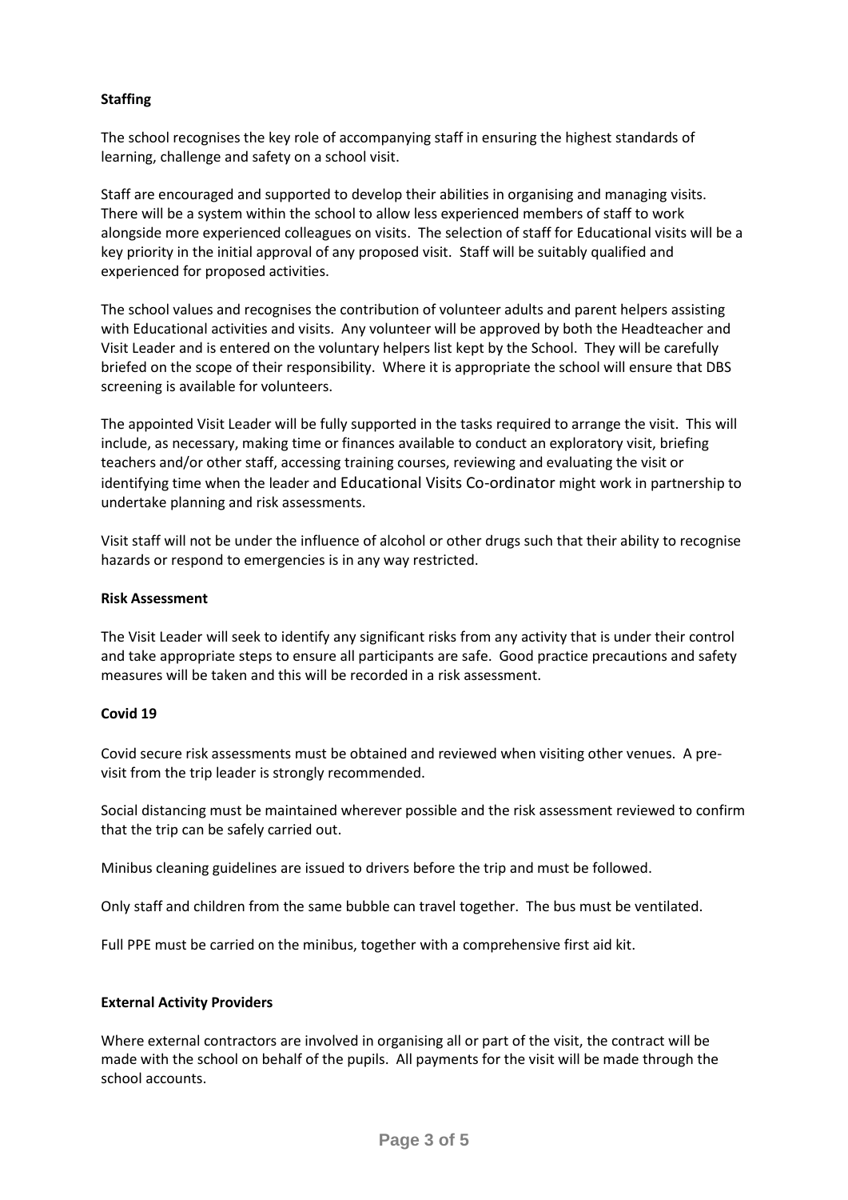**Staffing**

The school recognises the key role of accompanying staff in ensuring the highest standards of learning, challenge and safety on a school visit.

Staff are encouraged and supported to develop their abilities in organising and managing visits. There will be a system within the school to allow less experienced members of staff to work alongside more experienced colleagues on visits. The selection of staff for Educational visits will be a key priority in the initial approval of any proposed visit. Staff will be suitably qualified and experienced for proposed activities.

The school values and recognises the contribution of volunteer adults and parent helpers assisting with Educational activities and visits. Any volunteer will be approved by both the Headteacher and Visit Leader and is entered on the voluntary helpers list kept by the School. They will be carefully briefed on the scope of their responsibility. Where it is appropriate the school will ensure that DBS screening is available for volunteers.

The appointed Visit Leader will be fully supported in the tasks required to arrange the visit. This will include, as necessary, making time or finances available to conduct an exploratory visit, briefing teachers and/or other staff, accessing training courses, reviewing and evaluating the visit or identifying time when the leader and Educational Visits Co-ordinator might work in partnership to undertake planning and risk assessments.

Visit staff will not be under the influence of alcohol or other drugs such that their ability to recognise hazards or respond to emergencies is in any way restricted.

**Risk Assessment**

The Visit Leader will seek to identify any significant risks from any activity that is under their control and take appropriate steps to ensure all participants are safe. Good practice precautions and safety measures will be taken and this will be recorded in a risk assessment.

**Covid 19**

Covid secure risk assessments must be obtained and reviewed when visiting other venues. A pre-visit from the trip leader is strongly recommended.

Social distancing must be maintained wherever possible and the risk assessment reviewed to confirm that the trip can be safely carried out.

Minibus cleaning guidelines are issued to drivers before the trip and must be followed.

Only staff and children from the same bubble can travel together. The bus must be ventilated.

Full PPE must be carried on the minibus, together with a comprehensive first aid kit.

**External Activity Providers**

Where external contractors are involved in organising all or part of the visit, the contract will be made with the school on behalf of the pupils. All payments for the visit will be made through the school accounts.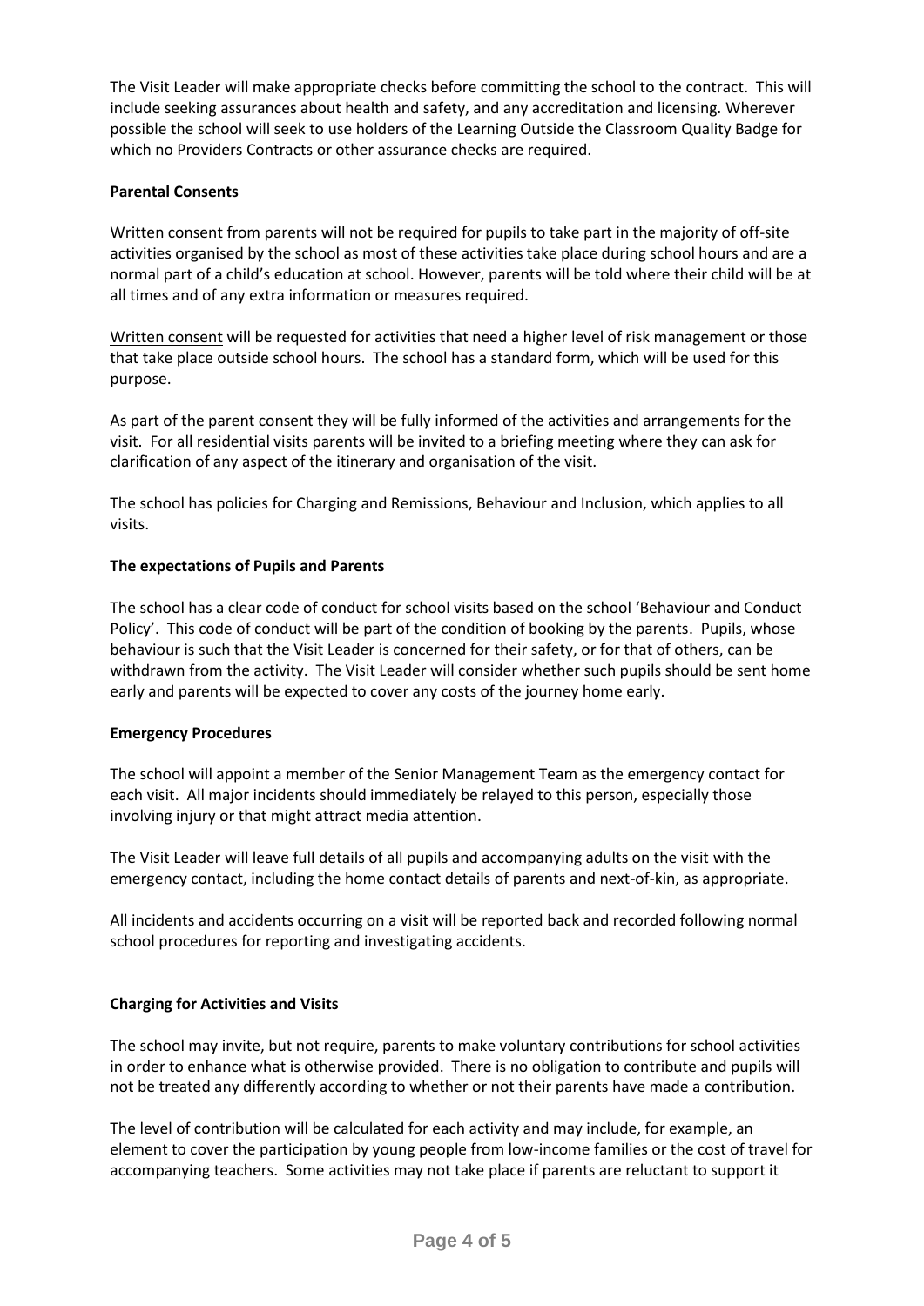The Visit Leader will make appropriate checks before committing the school to the contract. This will include seeking assurances about health and safety, and any accreditation and licensing. Wherever possible the school will seek to use holders of the Learning Outside the Classroom Quality Badge for which no Providers Contracts or other assurance checks are required.

**Parental Consents**

Written consent from parents will not be required for pupils to take part in the majority of off-site activities organised by the school as most of these activities take place during school hours and are a normal part of a child's education at school. However, parents will be told where their child will be at all times and of any extra information or measures required.

Written consent will be requested for activities that need a higher level of risk management or those that take place outside school hours. The school has a standard form, which will be used for this purpose.

As part of the parent consent they will be fully informed of the activities and arrangements for the visit. For all residential visits parents will be invited to a briefing meeting where they can ask for clarification of any aspect of the itinerary and organisation of the visit.

The school has policies for Charging and Remissions, Behaviour and Inclusion, which applies to all visits.

**The expectations of Pupils and Parents**

The school has a clear code of conduct for school visits based on the school 'Behaviour and Conduct Policy'. This code of conduct will be part of the condition of booking by the parents. Pupils, whose behaviour is such that the Visit Leader is concerned for their safety, or for that of others, can be withdrawn from the activity. The Visit Leader will consider whether such pupils should be sent home early and parents will be expected to cover any costs of the journey home early.

**Emergency Procedures**

The school will appoint a member of the Senior Management Team as the emergency contact for each visit. All major incidents should immediately be relayed to this person, especially those involving injury or that might attract media attention.

The Visit Leader will leave full details of all pupils and accompanying adults on the visit with the emergency contact, including the home contact details of parents and next-of-kin, as appropriate.

All incidents and accidents occurring on a visit will be reported back and recorded following normal school procedures for reporting and investigating accidents.

**Charging for Activities and Visits**

The school may invite, but not require, parents to make voluntary contributions for school activities in order to enhance what is otherwise provided. There is no obligation to contribute and pupils will not be treated any differently according to whether or not their parents have made a contribution.

The level of contribution will be calculated for each activity and may include, for example, an element to cover the participation by young people from low-income families or the cost of travel for accompanying teachers. Some activities may not take place if parents are reluctant to support it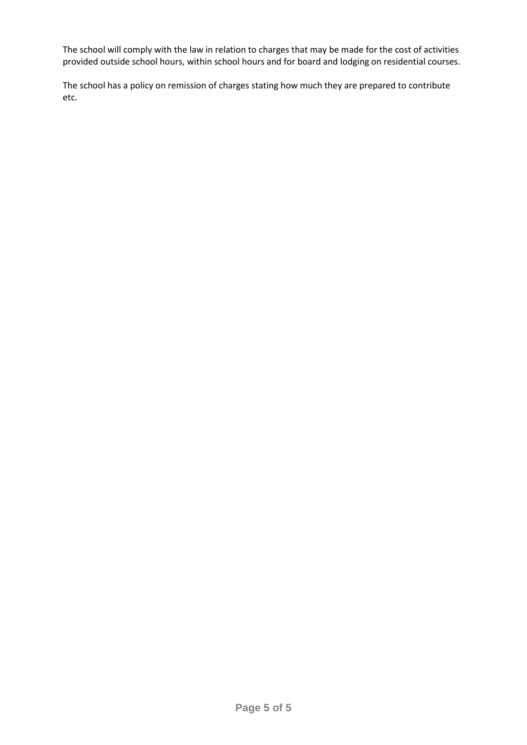The school will comply with the law in relation to charges that may be made for the cost of activities provided outside school hours, within school hours and for board and lodging on residential courses.

The school has a policy on remission of charges stating how much they are prepared to contribute etc.